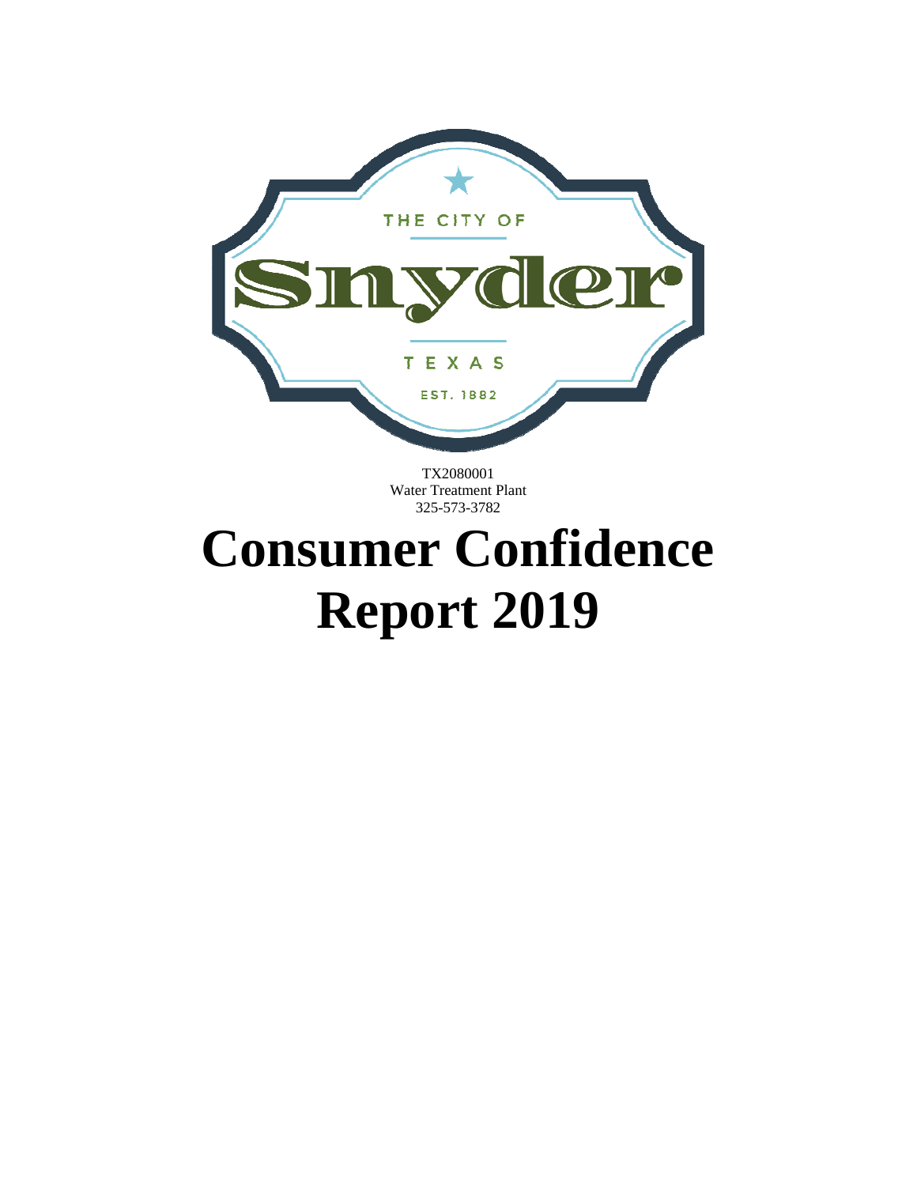THE CITY OF

Snyder

TEXAS

EST. 1882

TX2080001
Water Treatment Plant
325-573-3782

# Consumer Confidence Report 2019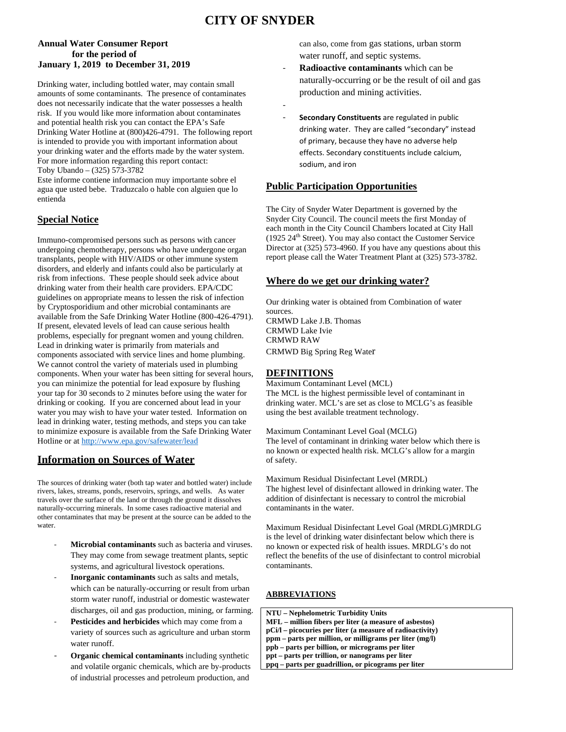# CITY OF SNYDER

**Annual Water Consumer Report for the period of January 1, 2019 to December 31, 2019**

Drinking water, including bottled water, may contain small amounts of some contaminants. The presence of contaminates does not necessarily indicate that the water possesses a health risk. If you would like more information about contaminates and potential health risk you can contact the EPA's Safe Drinking Water Hotline at (800)426-4791. The following report is intended to provide you with important information about your drinking water and the efforts made by the water system. For more information regarding this report contact:
Toby Ubando – (325) 573-3782
Este informe contiene informacion muy importante sobre el agua que usted bebe. Traduzcalo o hable con alguien que lo entienda

## Special Notice

Immuno-compromised persons such as persons with cancer undergoing chemotherapy, persons who have undergone organ transplants, people with HIV/AIDS or other immune system disorders, and elderly and infants could also be particularly at risk from infections. These people should seek advice about drinking water from their health care providers. EPA/CDC guidelines on appropriate means to lessen the risk of infection by Cryptosporidium and other microbial contaminants are available from the Safe Drinking Water Hotline (800-426-4791). If present, elevated levels of lead can cause serious health problems, especially for pregnant women and young children. Lead in drinking water is primarily from materials and components associated with service lines and home plumbing. We cannot control the variety of materials used in plumbing components. When your water has been sitting for several hours, you can minimize the potential for lead exposure by flushing your tap for 30 seconds to 2 minutes before using the water for drinking or cooking. If you are concerned about lead in your water you may wish to have your water tested. Information on lead in drinking water, testing methods, and steps you can take to minimize exposure is available from the Safe Drinking Water Hotline or at http://www.epa.gov/safewater/lead

## Information on Sources of Water

The sources of drinking water (both tap water and bottled water) include rivers, lakes, streams, ponds, reservoirs, springs, and wells. As water travels over the surface of the land or through the ground it dissolves naturally-occurring minerals. In some cases radioactive material and other contaminates that may be present at the source can be added to the water.

- **Microbial contaminants** such as bacteria and viruses. They may come from sewage treatment plants, septic systems, and agricultural livestock operations.
- **Inorganic contaminants** such as salts and metals, which can be naturally-occurring or result from urban storm water runoff, industrial or domestic wastewater discharges, oil and gas production, mining, or farming.
- **Pesticides and herbicides** which may come from a variety of sources such as agriculture and urban storm water runoff.
- **Organic chemical contaminants** including synthetic and volatile organic chemicals, which are by-products of industrial processes and petroleum production, and can also, come from gas stations, urban storm water runoff, and septic systems.
- **Radioactive contaminants** which can be naturally-occurring or be the result of oil and gas production and mining activities.
- **Secondary Constituents** are regulated in public drinking water. They are called "secondary" instead of primary, because they have no adverse help effects. Secondary constituents include calcium, sodium, and iron

## Public Participation Opportunities

The City of Snyder Water Department is governed by the Snyder City Council. The council meets the first Monday of each month in the City Council Chambers located at City Hall (1925 24th Street). You may also contact the Customer Service Director at (325) 573-4960. If you have any questions about this report please call the Water Treatment Plant at (325) 573-3782.

## Where do we get our drinking water?

Our drinking water is obtained from Combination of water sources.
CRMWD Lake J.B. Thomas
CRMWD Lake Ivie
CRMWD RAW
CRMWD Big Spring Reg Water

## DEFINITIONS

Maximum Contaminant Level (MCL)
The MCL is the highest permissible level of contaminant in drinking water. MCL's are set as close to MCLG's as feasible using the best available treatment technology.

Maximum Contaminant Level Goal (MCLG)
The level of contaminant in drinking water below which there is no known or expected health risk. MCLG's allow for a margin of safety.

Maximum Residual Disinfectant Level (MRDL)
The highest level of disinfectant allowed in drinking water. The addition of disinfectant is necessary to control the microbial contaminants in the water.

Maximum Residual Disinfectant Level Goal (MRDLG)MRDLG is the level of drinking water disinfectant below which there is no known or expected risk of health issues. MRDLG's do not reflect the benefits of the use of disinfectant to control microbial contaminants.

## ABBREVIATIONS

**NTU – Nephelometric Turbidity Units**
**MFL – million fibers per liter (a measure of asbestos)**
**pCi/l – picocuries per liter (a measure of radioactivity)**
**ppm – parts per million, or milligrams per liter (mg/l)**
**ppb – parts per billion, or micrograms per liter**
**ppt – parts per trillion, or nanograms per liter**
**ppq – parts per guadrillion, or picograms per liter**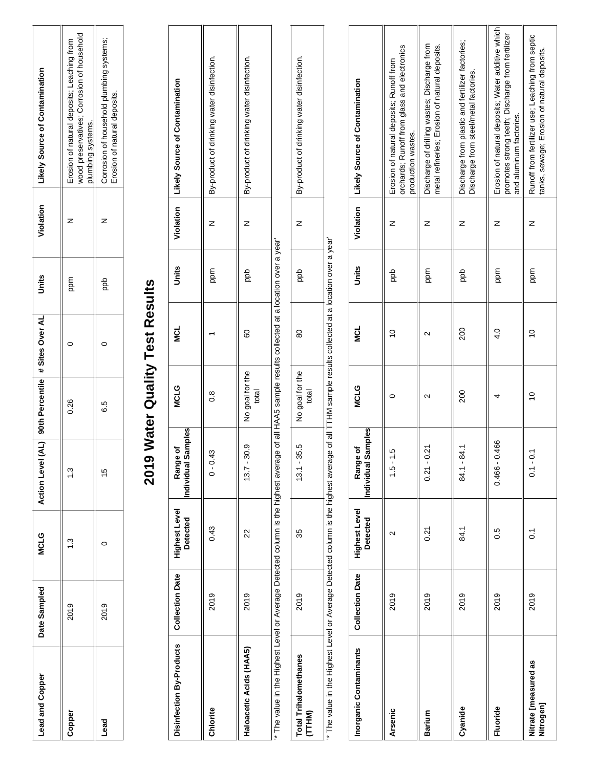| Lead and Copper | Date Sampled | MCLG | Action Level (AL) | 90th Percentile | # Sites Over AL | Units | Violation | Likely Source of Contamination |
|---|---|---|---|---|---|---|---|---|
| **Copper** | 2019 | 1.3 | 1.3 | 0.26 | 0 | ppm | N | Erosion of natural deposits; Leaching from wood preservatives; Corrosion of household plumbing systems. |
| **Lead** | 2019 | 0 | 15 | 6.5 | 0 | ppb | N | Corrosion of household plumbing systems; Erosion of natural deposits. |

# 2019 Water Quality Test Results

| Disinfection By-Products | Collection Date | Highest Level Detected | Range of Individual Samples | MCLG | MCL | Units | Violation | Likely Source of Contamination |
|---|---|---|---|---|---|---|---|---|
| **Chlorite** | 2019 | 0.43 | 0 - 0.43 | 0.8 | 1 | ppm | N | By-product of drinking water disinfection. |
| **Haloacetic Acids (HAA5)** | 2019 | 22 | 13.7 - 30.9 | No goal for the total | 60 | ppb | N | By-product of drinking water disinfection. |

'* The value in the Highest Level or Average Detected column is the highest average of all HAA5 sample results collected at a location over a year'

| Disinfection By-Products | Collection Date | Highest Level Detected | Range of Individual Samples | MCLG | MCL | Units | Violation | Likely Source of Contamination |
|---|---|---|---|---|---|---|---|---|
| **Total Trihalomethanes (TTHM)** | 2019 | 35 | 13.1 - 35.5 | No goal for the total | 80 | ppb | N | By-product of drinking water disinfection. |

'* The value in the Highest Level or Average Detected column is the highest average of all TTHM sample results collected at a location over a year'

| Inorganic Contaminants | Collection Date | Highest Level Detected | Range of Individual Samples | MCLG | MCL | Units | Violation | Likely Source of Contamination |
|---|---|---|---|---|---|---|---|---|
| **Arsenic** | 2019 | 2 | 1.5 - 1.5 | 0 | 10 | ppb | N | Erosion of natural deposits; Runoff from orchards; Runoff from glass and electronics production wastes. |
| **Barium** | 2019 | 0.21 | 0.21 - 0.21 | 2 | 2 | ppm | N | Discharge of drilling wastes; Discharge from metal refineries; Erosion of natural deposits. |
| **Cyanide** | 2019 | 84.1 | 84.1 - 84.1 | 200 | 200 | ppb | N | Discharge from plastic and fertilizer factories; Discharge from steel/metal factories. |
| **Fluoride** | 2019 | 0.5 | 0.466 - 0.466 | 4 | 4.0 | ppm | N | Erosion of natural deposits; Water additive which promotes strong teeth; Discharge from fertilizer and aluminum factories. |
| **Nitrate [measured as Nitrogen]** | 2019 | 0.1 | 0.1 - 0.1 | 10 | 10 | ppm | N | Runoff from fertilizer use; Leaching from septic tanks, sewage; Erosion of natural deposits. |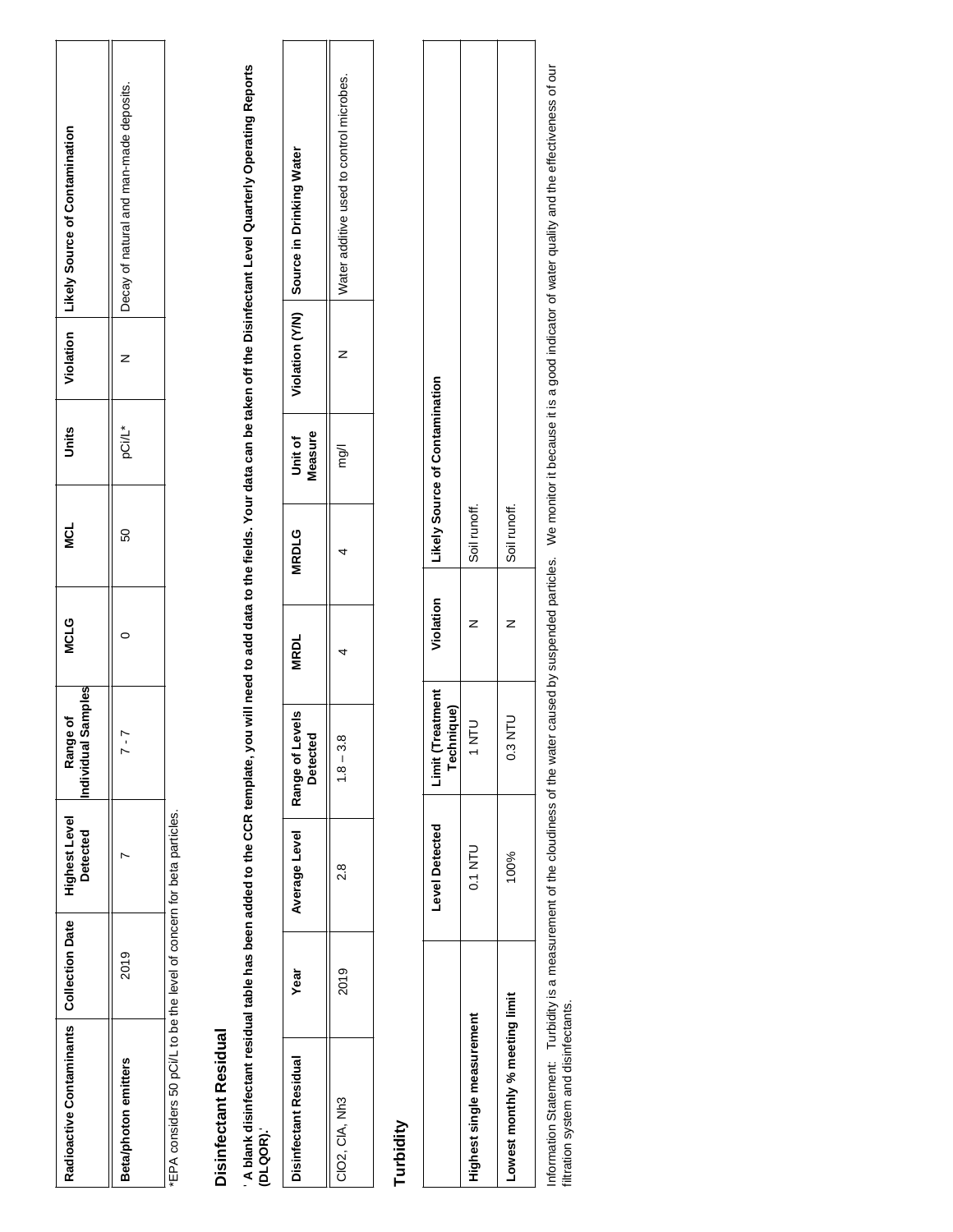| Radioactive Contaminants | Collection Date | Highest Level Detected | Range of Individual Samples | MCLG | MCL | Units | Violation | Likely Source of Contamination |
|---|---|---|---|---|---|---|---|---|
| **Beta/photon emitters** | 2019 | 7 | 7 - 7 | 0 | 50 | pCi/L* | N | Decay of natural and man-made deposits. |

*EPA considers 50 pCi/L to be the level of concern for beta particles.

## Disinfectant Residual

**' A blank disinfectant residual table has been added to the CCR template, you will need to add data to the fields. Your data can be taken off the Disinfectant Level Quarterly Operating Reports (DLQOR).'**

| Disinfectant Residual | Year | Average Level | Range of Levels Detected | MRDL | MRDLG | Unit of Measure | Violation (Y/N) | Source in Drinking Water |
|---|---|---|---|---|---|---|---|---|
| ClO2, ClA, Nh3 | 2019 | 2.8 | 1.8 – 3.8 | 4 | 4 | mg/l | N | Water additive used to control microbes. |

## Turbidity

| | Level Detected | Limit (Treatment Technique) | Violation | Likely Source of Contamination |
|---|---|---|---|---|
| **Highest single measurement** | 0.1 NTU | 1 NTU | N | Soil runoff. |
| **Lowest monthly % meeting limit** | 100% | 0.3 NTU | N | Soil runoff. |

Information Statement: Turbidity is a measurement of the cloudiness of the water caused by suspended particles. We monitor it because it is a good indicator of water quality and the effectiveness of our filtration system and disinfectants.